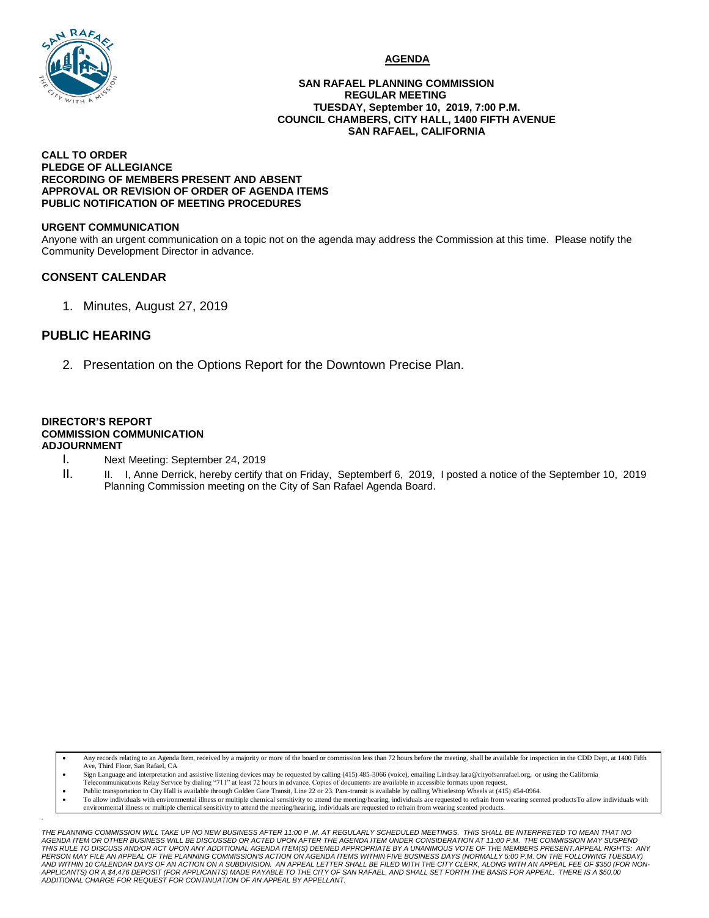**AGENDA**

**SAN RAFAEL PLANNING COMMISSION**
**REGULAR MEETING**
**TUESDAY, September 10, 2019, 7:00 P.M.**
**COUNCIL CHAMBERS, CITY HALL, 1400 FIFTH AVENUE**
**SAN RAFAEL, CALIFORNIA**

**CALL TO ORDER**
**PLEDGE OF ALLEGIANCE**
**RECORDING OF MEMBERS PRESENT AND ABSENT**
**APPROVAL OR REVISION OF ORDER OF AGENDA ITEMS**
**PUBLIC NOTIFICATION OF MEETING PROCEDURES**

**URGENT COMMUNICATION**
Anyone with an urgent communication on a topic not on the agenda may address the Commission at this time. Please notify the Community Development Director in advance.

## CONSENT CALENDAR

1. Minutes, August 27, 2019

## PUBLIC HEARING

2. Presentation on the Options Report for the Downtown Precise Plan.

**DIRECTOR'S REPORT**
**COMMISSION COMMUNICATION**
**ADJOURNMENT**

I. Next Meeting: September 24, 2019
II. II. I, Anne Derrick, hereby certify that on Friday, Septemberf 6, 2019, I posted a notice of the September 10, 2019 Planning Commission meeting on the City of San Rafael Agenda Board.

- Any records relating to an Agenda Item, received by a majority or more of the board or commission less than 72 hours before the meeting, shall be available for inspection in the CDD Dept, at 1400 Fifth Ave, Third Floor, San Rafael, CA
- Sign Language and interpretation and assistive listening devices may be requested by calling (415) 485-3066 (voice), emailing Lindsay.lara@cityofsanrafael.org, or using the California Telecommunications Relay Service by dialing "711" at least 72 hours in advance. Copies of documents are available in accessible formats upon request.
- Public transportation to City Hall is available through Golden Gate Transit, Line 22 or 23. Para-transit is available by calling Whistlestop Wheels at (415) 454-0964.
- To allow individuals with environmental illness or multiple chemical sensitivity to attend the meeting/hearing, individuals are requested to refrain from wearing scented productsTo allow individuals with environmental illness or multiple chemical sensitivity to attend the meeting/hearing, individuals are requested to refrain from wearing scented products.

*THE PLANNING COMMISSION WILL TAKE UP NO NEW BUSINESS AFTER 11:00 P .M. AT REGULARLY SCHEDULED MEETINGS. THIS SHALL BE INTERPRETED TO MEAN THAT NO AGENDA ITEM OR OTHER BUSINESS WILL BE DISCUSSED OR ACTED UPON AFTER THE AGENDA ITEM UNDER CONSIDERATION AT 11:00 P.M. THE COMMISSION MAY SUSPEND THIS RULE TO DISCUSS AND/OR ACT UPON ANY ADDITIONAL AGENDA ITEM(S) DEEMED APPROPRIATE BY A UNANIMOUS VOTE OF THE MEMBERS PRESENT.APPEAL RIGHTS: ANY PERSON MAY FILE AN APPEAL OF THE PLANNING COMMISSION'S ACTION ON AGENDA ITEMS WITHIN FIVE BUSINESS DAYS (NORMALLY 5:00 P.M. ON THE FOLLOWING TUESDAY) AND WITHIN 10 CALENDAR DAYS OF AN ACTION ON A SUBDIVISION. AN APPEAL LETTER SHALL BE FILED WITH THE CITY CLERK, ALONG WITH AN APPEAL FEE OF $350 (FOR NON-APPLICANTS) OR A $4,476 DEPOSIT (FOR APPLICANTS) MADE PAYABLE TO THE CITY OF SAN RAFAEL, AND SHALL SET FORTH THE BASIS FOR APPEAL. THERE IS A $50.00 ADDITIONAL CHARGE FOR REQUEST FOR CONTINUATION OF AN APPEAL BY APPELLANT.*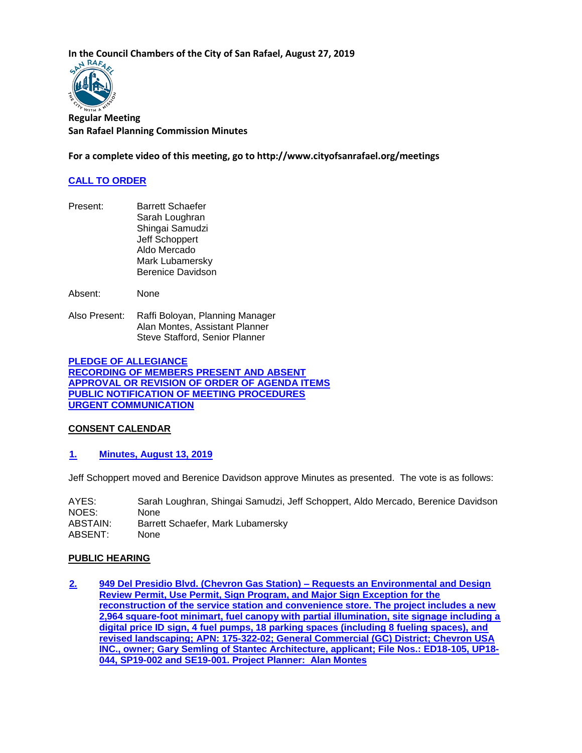**In the Council Chambers of the City of San Rafael, August 27, 2019**

**Regular Meeting**
**San Rafael Planning Commission Minutes**

**For a complete video of this meeting, go to http://www.cityofsanrafael.org/meetings**

**CALL TO ORDER**

| | |
|---|---|
| Present: | Barrett Schaefer<br>Sarah Loughran<br>Shingai Samudzi<br>Jeff Schoppert<br>Aldo Mercado<br>Mark Lubamersky<br>Berenice Davidson |
| Absent: | None |
| Also Present: | Raffi Boloyan, Planning Manager<br>Alan Montes, Assistant Planner<br>Steve Stafford, Senior Planner |

**PLEDGE OF ALLEGIANCE**
**RECORDING OF MEMBERS PRESENT AND ABSENT**
**APPROVAL OR REVISION OF ORDER OF AGENDA ITEMS**
**PUBLIC NOTIFICATION OF MEETING PROCEDURES**
**URGENT COMMUNICATION**

**CONSENT CALENDAR**

**1. Minutes, August 13, 2019**

Jeff Schoppert moved and Berenice Davidson approve Minutes as presented. The vote is as follows:

| | |
|---|---|
| AYES: | Sarah Loughran, Shingai Samudzi, Jeff Schoppert, Aldo Mercado, Berenice Davidson |
| NOES: | None |
| ABSTAIN: | Barrett Schaefer, Mark Lubamersky |
| ABSENT: | None |

**PUBLIC HEARING**

**2. 949 Del Presidio Blvd. (Chevron Gas Station) – Requests an Environmental and Design Review Permit, Use Permit, Sign Program, and Major Sign Exception for the reconstruction of the service station and convenience store. The project includes a new 2,964 square-foot minimart, fuel canopy with partial illumination, site signage including a digital price ID sign, 4 fuel pumps, 18 parking spaces (including 8 fueling spaces), and revised landscaping; APN: 175-322-02; General Commercial (GC) District; Chevron USA INC., owner; Gary Semling of Stantec Architecture, applicant; File Nos.: ED18-105, UP18-044, SP19-002 and SE19-001. Project Planner: Alan Montes**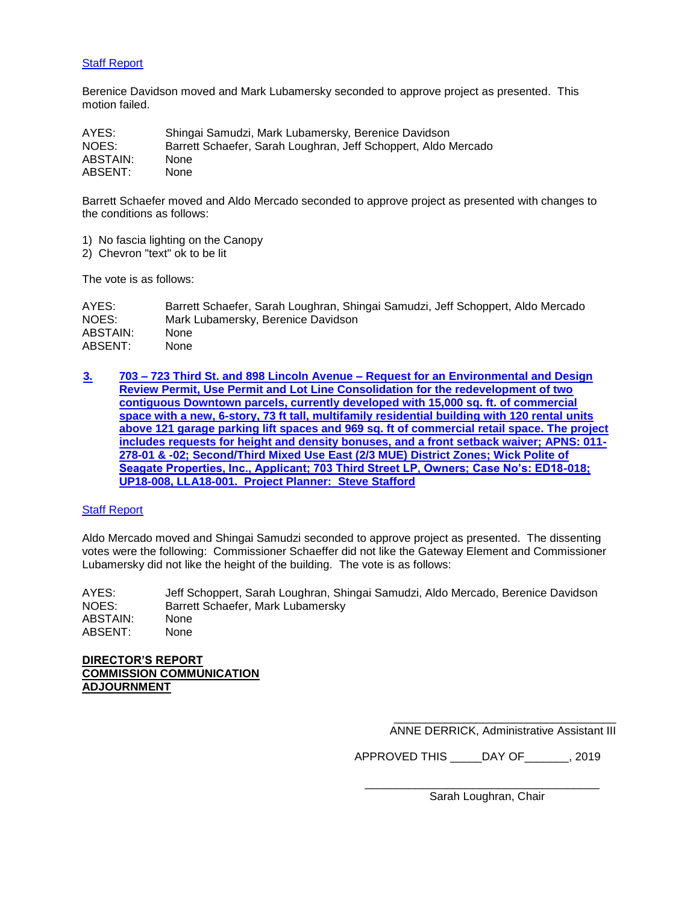Staff Report

Berenice Davidson moved and Mark Lubamersky seconded to approve project as presented. This motion failed.

| | |
|---|---|
| AYES: | Shingai Samudzi, Mark Lubamersky, Berenice Davidson |
| NOES: | Barrett Schaefer, Sarah Loughran, Jeff Schoppert, Aldo Mercado |
| ABSTAIN: | None |
| ABSENT: | None |

Barrett Schaefer moved and Aldo Mercado seconded to approve project as presented with changes to the conditions as follows:

1) No fascia lighting on the Canopy
2) Chevron "text" ok to be lit

The vote is as follows:

| | |
|---|---|
| AYES: | Barrett Schaefer, Sarah Loughran, Shingai Samudzi, Jeff Schoppert, Aldo Mercado |
| NOES: | Mark Lubamersky, Berenice Davidson |
| ABSTAIN: | None |
| ABSENT: | None |

**3. 703 – 723 Third St. and 898 Lincoln Avenue – Request for an Environmental and Design Review Permit, Use Permit and Lot Line Consolidation for the redevelopment of two contiguous Downtown parcels, currently developed with 15,000 sq. ft. of commercial space with a new, 6-story, 73 ft tall, multifamily residential building with 120 rental units above 121 garage parking lift spaces and 969 sq. ft of commercial retail space. The project includes requests for height and density bonuses, and a front setback waiver; APNS: 011-278-01 & -02; Second/Third Mixed Use East (2/3 MUE) District Zones; Wick Polite of Seagate Properties, Inc., Applicant; 703 Third Street LP, Owners; Case No's: ED18-018; UP18-008, LLA18-001. Project Planner: Steve Stafford**

Staff Report

Aldo Mercado moved and Shingai Samudzi seconded to approve project as presented. The dissenting votes were the following: Commissioner Schaeffer did not like the Gateway Element and Commissioner Lubamersky did not like the height of the building. The vote is as follows:

| | |
|---|---|
| AYES: | Jeff Schoppert, Sarah Loughran, Shingai Samudzi, Aldo Mercado, Berenice Davidson |
| NOES: | Barrett Schaefer, Mark Lubamersky |
| ABSTAIN: | None |
| ABSENT: | None |

**DIRECTOR'S REPORT**
**COMMISSION COMMUNICATION**
**ADJOURNMENT**

___________________________________
ANNE DERRICK, Administrative Assistant III

APPROVED THIS _____DAY OF_______, 2019

___________________________________
Sarah Loughran, Chair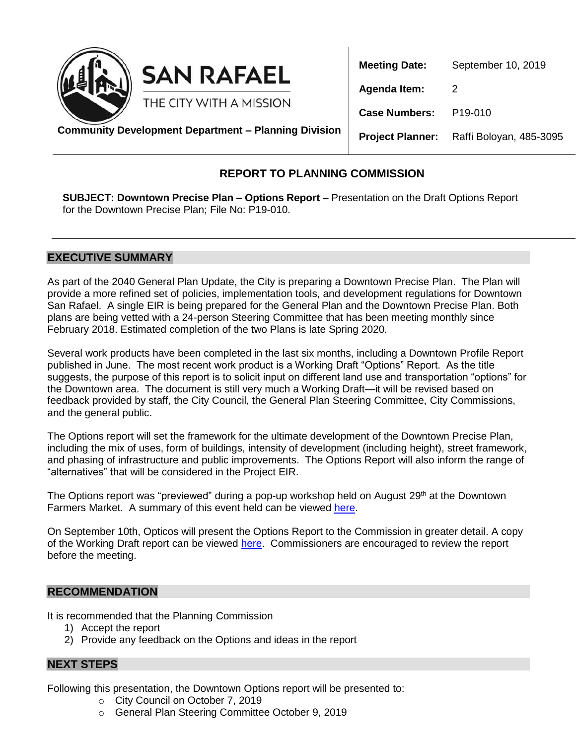SAN RAFAEL

THE CITY WITH A MISSION

**Community Development Department – Planning Division**

| | |
|---|---|
| **Meeting Date:** | September 10, 2019 |
| **Agenda Item:** | 2 |
| **Case Numbers:** | P19-010 |
| **Project Planner:** | Raffi Boloyan, 485-3095 |

# REPORT TO PLANNING COMMISSION

**SUBJECT: Downtown Precise Plan – Options Report** – Presentation on the Draft Options Report for the Downtown Precise Plan; File No: P19-010.

## EXECUTIVE SUMMARY

As part of the 2040 General Plan Update, the City is preparing a Downtown Precise Plan. The Plan will provide a more refined set of policies, implementation tools, and development regulations for Downtown San Rafael. A single EIR is being prepared for the General Plan and the Downtown Precise Plan. Both plans are being vetted with a 24-person Steering Committee that has been meeting monthly since February 2018. Estimated completion of the two Plans is late Spring 2020.

Several work products have been completed in the last six months, including a Downtown Profile Report published in June. The most recent work product is a Working Draft "Options" Report. As the title suggests, the purpose of this report is to solicit input on different land use and transportation "options" for the Downtown area. The document is still very much a Working Draft—it will be revised based on feedback provided by staff, the City Council, the General Plan Steering Committee, City Commissions, and the general public.

The Options report will set the framework for the ultimate development of the Downtown Precise Plan, including the mix of uses, form of buildings, intensity of development (including height), street framework, and phasing of infrastructure and public improvements. The Options Report will also inform the range of "alternatives" that will be considered in the Project EIR.

The Options report was "previewed" during a pop-up workshop held on August 29th at the Downtown Farmers Market. A summary of this event held can be viewed here.

On September 10th, Opticos will present the Options Report to the Commission in greater detail. A copy of the Working Draft report can be viewed here. Commissioners are encouraged to review the report before the meeting.

## RECOMMENDATION

It is recommended that the Planning Commission

1) Accept the report
2) Provide any feedback on the Options and ideas in the report

## NEXT STEPS

Following this presentation, the Downtown Options report will be presented to:

- City Council on October 7, 2019
- General Plan Steering Committee October 9, 2019